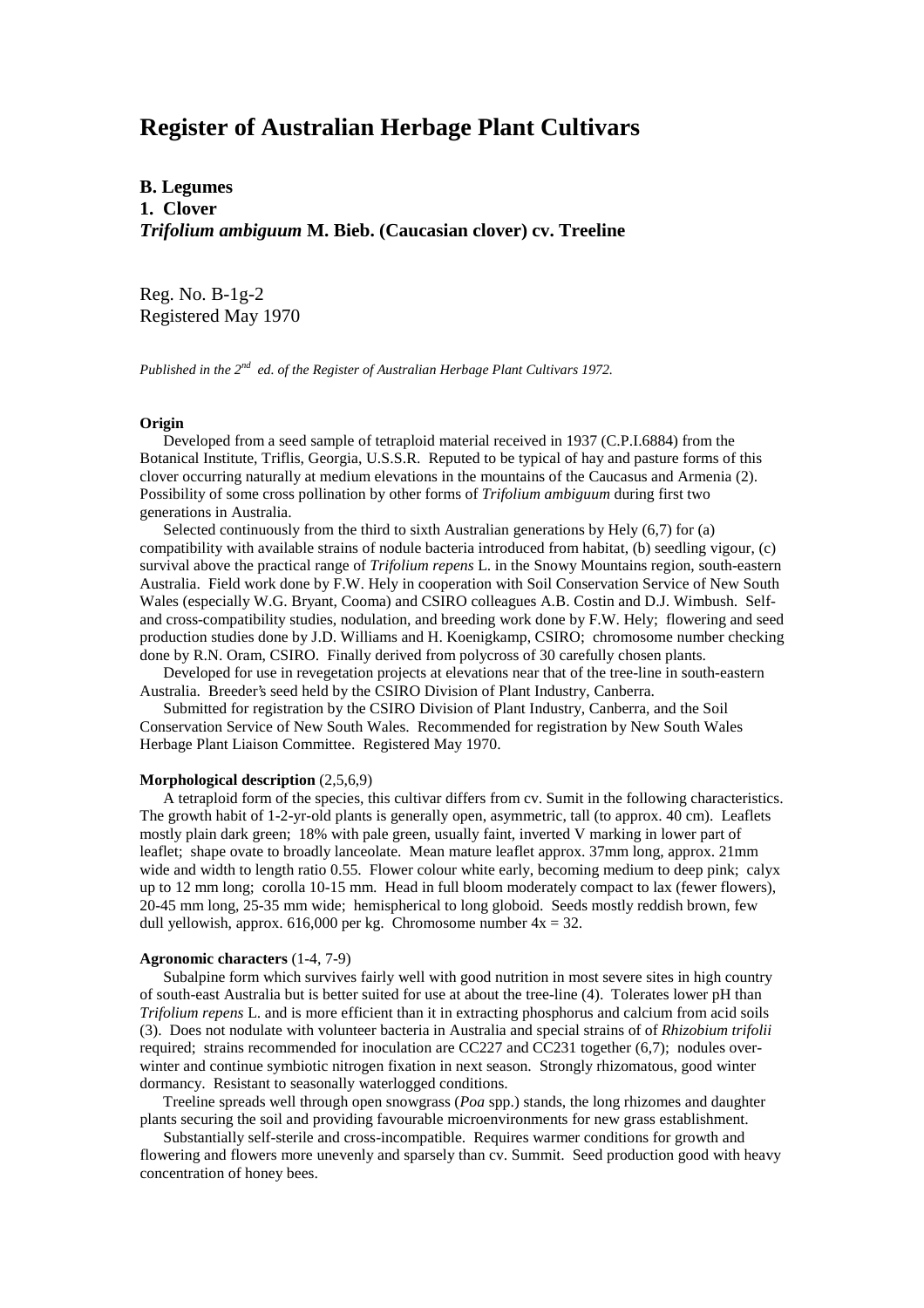# Register of Australian Herbage Plant Cultivars

**B. Legumes**
**1. Clover**
***Trifolium ambiguum* M. Bieb. (Caucasian clover) cv. Treeline**

Reg. No. B-1g-2
Registered May 1970

*Published in the 2nd ed. of the Register of Australian Herbage Plant Cultivars 1972.*

#### Origin

Developed from a seed sample of tetraploid material received in 1937 (C.P.I.6884) from the Botanical Institute, Triflis, Georgia, U.S.S.R. Reputed to be typical of hay and pasture forms of this clover occurring naturally at medium elevations in the mountains of the Caucasus and Armenia (2). Possibility of some cross pollination by other forms of *Trifolium ambiguum* during first two generations in Australia.

Selected continuously from the third to sixth Australian generations by Hely (6,7) for (a) compatibility with available strains of nodule bacteria introduced from habitat, (b) seedling vigour, (c) survival above the practical range of *Trifolium repens* L. in the Snowy Mountains region, south-eastern Australia. Field work done by F.W. Hely in cooperation with Soil Conservation Service of New South Wales (especially W.G. Bryant, Cooma) and CSIRO colleagues A.B. Costin and D.J. Wimbush. Self- and cross-compatibility studies, nodulation, and breeding work done by F.W. Hely; flowering and seed production studies done by J.D. Williams and H. Koenigkamp, CSIRO; chromosome number checking done by R.N. Oram, CSIRO. Finally derived from polycross of 30 carefully chosen plants.

Developed for use in revegetation projects at elevations near that of the tree-line in south-eastern Australia. Breeder's seed held by the CSIRO Division of Plant Industry, Canberra.

Submitted for registration by the CSIRO Division of Plant Industry, Canberra, and the Soil Conservation Service of New South Wales. Recommended for registration by New South Wales Herbage Plant Liaison Committee. Registered May 1970.

#### Morphological description (2,5,6,9)

A tetraploid form of the species, this cultivar differs from cv. Sumit in the following characteristics. The growth habit of 1-2-yr-old plants is generally open, asymmetric, tall (to approx. 40 cm). Leaflets mostly plain dark green; 18% with pale green, usually faint, inverted V marking in lower part of leaflet; shape ovate to broadly lanceolate. Mean mature leaflet approx. 37mm long, approx. 21mm wide and width to length ratio 0.55. Flower colour white early, becoming medium to deep pink; calyx up to 12 mm long; corolla 10-15 mm. Head in full bloom moderately compact to lax (fewer flowers), 20-45 mm long, 25-35 mm wide; hemispherical to long globoid. Seeds mostly reddish brown, few dull yellowish, approx. 616,000 per kg. Chromosome number $4x = 32$.

#### Agronomic characters (1-4, 7-9)

Subalpine form which survives fairly well with good nutrition in most severe sites in high country of south-east Australia but is better suited for use at about the tree-line (4). Tolerates lower pH than *Trifolium repens* L. and is more efficient than it in extracting phosphorus and calcium from acid soils (3). Does not nodulate with volunteer bacteria in Australia and special strains of of *Rhizobium trifolii* required; strains recommended for inoculation are CC227 and CC231 together (6,7); nodules over-winter and continue symbiotic nitrogen fixation in next season. Strongly rhizomatous, good winter dormancy. Resistant to seasonally waterlogged conditions.

Treeline spreads well through open snowgrass (*Poa* spp.) stands, the long rhizomes and daughter plants securing the soil and providing favourable microenvironments for new grass establishment.

Substantially self-sterile and cross-incompatible. Requires warmer conditions for growth and flowering and flowers more unevenly and sparsely than cv. Summit. Seed production good with heavy concentration of honey bees.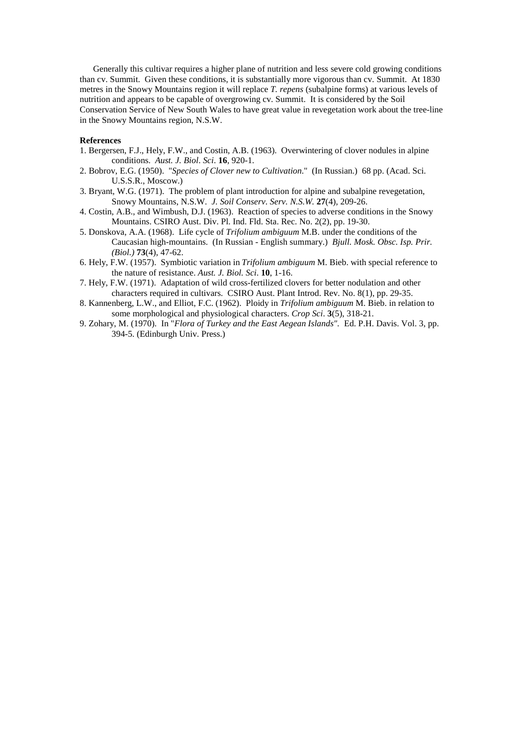Generally this cultivar requires a higher plane of nutrition and less severe cold growing conditions than cv. Summit. Given these conditions, it is substantially more vigorous than cv. Summit. At 1830 metres in the Snowy Mountains region it will replace *T. repens* (subalpine forms) at various levels of nutrition and appears to be capable of overgrowing cv. Summit. It is considered by the Soil Conservation Service of New South Wales to have great value in revegetation work about the tree-line in the Snowy Mountains region, N.S.W.

**References**

1. Bergersen, F.J., Hely, F.W., and Costin, A.B. (1963). Overwintering of clover nodules in alpine conditions. *Aust. J. Biol. Sci*. **16**, 920-1.
2. Bobrov, E.G. (1950). "*Species of Clover new to Cultivation*." (In Russian.) 68 pp. (Acad. Sci. U.S.S.R., Moscow.)
3. Bryant, W.G. (1971). The problem of plant introduction for alpine and subalpine revegetation, Snowy Mountains, N.S.W. *J. Soil Conserv. Serv. N.S.W.* **27**(4), 209-26.
4. Costin, A.B., and Wimbush, D.J. (1963). Reaction of species to adverse conditions in the Snowy Mountains. CSIRO Aust. Div. Pl. Ind. Fld. Sta. Rec. No. 2(2), pp. 19-30.
5. Donskova, A.A. (1968). Life cycle of *Trifolium ambiguum* M.B. under the conditions of the Caucasian high-mountains. (In Russian - English summary.) *Bjull. Mosk. Obsc. Isp. Prir. (Biol.)* **73**(4), 47-62.
6. Hely, F.W. (1957). Symbiotic variation in *Trifolium ambiguum* M. Bieb. with special reference to the nature of resistance. *Aust. J. Biol. Sci*. **10**, 1-16.
7. Hely, F.W. (1971). Adaptation of wild cross-fertilized clovers for better nodulation and other characters required in cultivars. CSIRO Aust. Plant Introd. Rev. No. 8(1), pp. 29-35.
8. Kannenberg, L.W., and Elliot, F.C. (1962). Ploidy in *Trifolium ambiguum* M. Bieb. in relation to some morphological and physiological characters. *Crop Sci*. **3**(5), 318-21.
9. Zohary, M. (1970). In "*Flora of Turkey and the East Aegean Islands*". Ed. P.H. Davis. Vol. 3, pp. 394-5. (Edinburgh Univ. Press.)